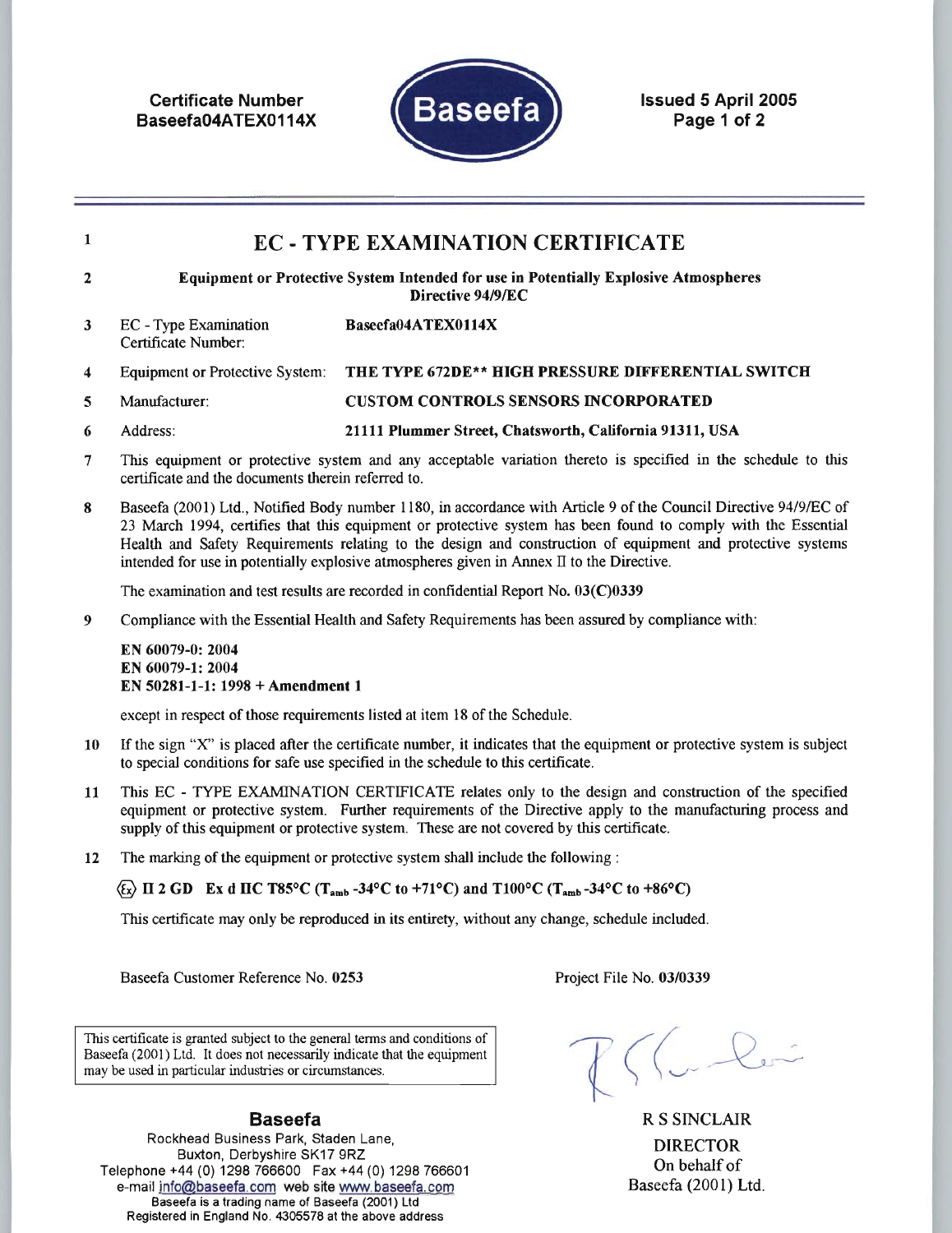**Certificate Number**
**Baseefa04ATEX0114X**

**Issued 5 April 2005**

# EC - TYPE EXAMINATION CERTIFICATE

1. **EC - TYPE EXAMINATION CERTIFICATE**

2. **Equipment or Protective System Intended for use in Potentially Explosive Atmospheres Directive 94/9/EC**

3. EC - Type Examination Certificate Number: **Baseefa04ATEX0114X**

4. Equipment or Protective System: **THE TYPE 672DE** HIGH PRESSURE DIFFERENTIAL SWITCH**

5. Manufacturer: **CUSTOM CONTROLS SENSORS INCORPORATED**

6. Address: **21111 Plummer Street, Chatsworth, California 91311, USA**

7. This equipment or protective system and any acceptable variation thereto is specified in the schedule to this certificate and the documents therein referred to.

8. Baseefa (2001) Ltd., Notified Body number 1180, in accordance with Article 9 of the Council Directive 94/9/EC of 23 March 1994, certifies that this equipment or protective system has been found to comply with the Essential Health and Safety Requirements relating to the design and construction of equipment and protective systems intended for use in potentially explosive atmospheres given in Annex II to the Directive.

   The examination and test results are recorded in confidential Report No. **03(C)0339**

9. Compliance with the Essential Health and Safety Requirements has been assured by compliance with:

   **EN 60079-0: 2004**
   **EN 60079-1: 2004**
   **EN 50281-1-1: 1998 + Amendment 1**

   except in respect of those requirements listed at item 18 of the Schedule.

10. If the sign "X" is placed after the certificate number, it indicates that the equipment or protective system is subject to special conditions for safe use specified in the schedule to this certificate.

11. This EC - TYPE EXAMINATION CERTIFICATE relates only to the design and construction of the specified equipment or protective system. Further requirements of the Directive apply to the manufacturing process and supply of this equipment or protective system. These are not covered by this certificate.

12. The marking of the equipment or protective system shall include the following :

    **Ⓔx II 2 GD Ex d IIC T85°C ($T_{amb}$ -34°C to +71°C) and T100°C ($T_{amb}$ -34°C to +86°C)**

    This certificate may only be reproduced in its entirety, without any change, schedule included.

Baseefa Customer Reference No. **0253**

Project File No. **03/0339**

This certificate is granted subject to the general terms and conditions of Baseefa (2001) Ltd. It does not necessarily indicate that the equipment may be used in particular industries or circumstances.

R S SINCLAIR
DIRECTOR
On behalf of
Baseefa (2001) Ltd.

**Baseefa**
Rockhead Business Park, Staden Lane,
Buxton, Derbyshire SK17 9RZ
Telephone +44 (0) 1298 766600 Fax +44 (0) 1298 766601
e-mail info@baseefa.com web site www.baseefa.com
Baseefa is a trading name of Baseefa (2001) Ltd
Registered in England No. 4305578 at the above address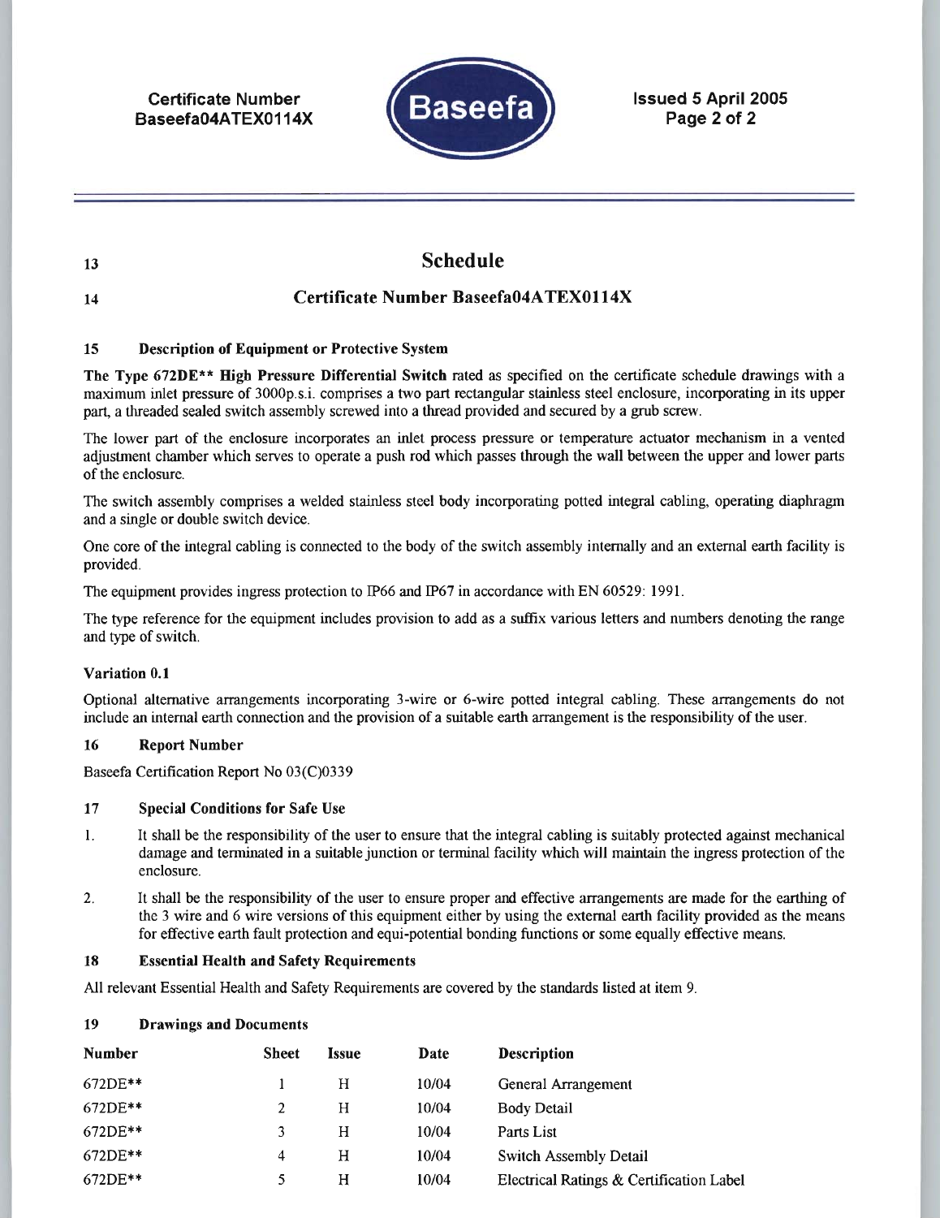Certificate Number Baseefa04ATEX0114X

Issued 5 April 2005

13

# Schedule

14

## Certificate Number Baseefa04ATEX0114X

### 15 Description of Equipment or Protective System

**The Type 672DE\*\* High Pressure Differential Switch** rated as specified on the certificate schedule drawings with a maximum inlet pressure of 3000p.s.i. comprises a two part rectangular stainless steel enclosure, incorporating in its upper part, a threaded sealed switch assembly screwed into a thread provided and secured by a grub screw.

The lower part of the enclosure incorporates an inlet process pressure or temperature actuator mechanism in a vented adjustment chamber which serves to operate a push rod which passes through the wall between the upper and lower parts of the enclosure.

The switch assembly comprises a welded stainless steel body incorporating potted integral cabling, operating diaphragm and a single or double switch device.

One core of the integral cabling is connected to the body of the switch assembly internally and an external earth facility is provided.

The equipment provides ingress protection to IP66 and IP67 in accordance with EN 60529: 1991.

The type reference for the equipment includes provision to add as a suffix various letters and numbers denoting the range and type of switch.

**Variation 0.1**

Optional alternative arrangements incorporating 3-wire or 6-wire potted integral cabling. These arrangements do not include an internal earth connection and the provision of a suitable earth arrangement is the responsibility of the user.

### 16 Report Number

Baseefa Certification Report No 03(C)0339

### 17 Special Conditions for Safe Use

1. It shall be the responsibility of the user to ensure that the integral cabling is suitably protected against mechanical damage and terminated in a suitable junction or terminal facility which will maintain the ingress protection of the enclosure.
2. It shall be the responsibility of the user to ensure proper and effective arrangements are made for the earthing of the 3 wire and 6 wire versions of this equipment either by using the external earth facility provided as the means for effective earth fault protection and equi-potential bonding functions or some equally effective means.

### 18 Essential Health and Safety Requirements

All relevant Essential Health and Safety Requirements are covered by the standards listed at item 9.

### 19 Drawings and Documents

| Number | Sheet | Issue | Date | Description |
|---|---|---|---|---|
| 672DE** | 1 | H | 10/04 | General Arrangement |
| 672DE** | 2 | H | 10/04 | Body Detail |
| 672DE** | 3 | H | 10/04 | Parts List |
| 672DE** | 4 | H | 10/04 | Switch Assembly Detail |
| 672DE** | 5 | H | 10/04 | Electrical Ratings & Certification Label |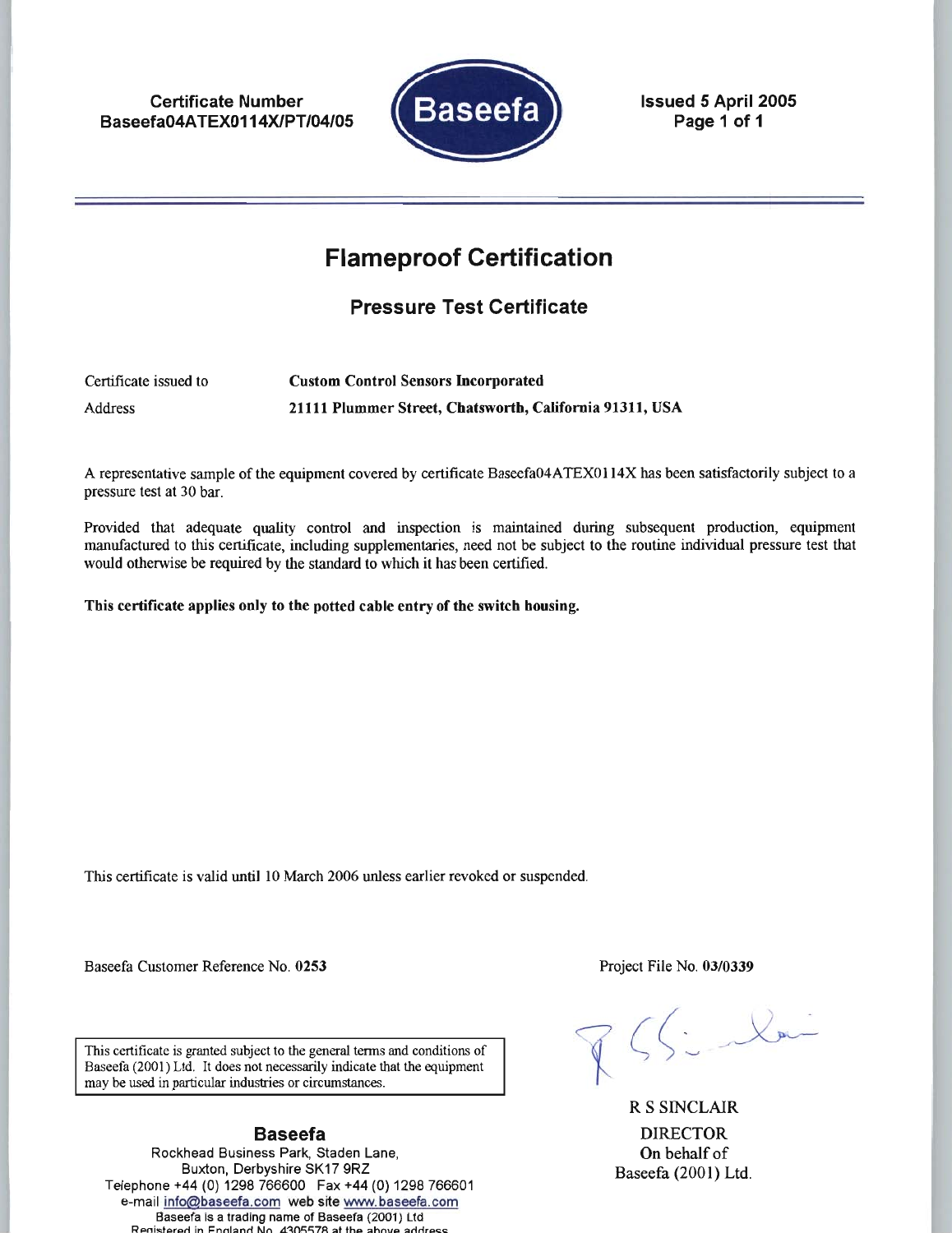**Certificate Number**
**Baseefa04ATEX0114X/PT/04/05**

**Baseefa**

**Issued 5 April 2005**

# Flameproof Certification

## Pressure Test Certificate

Certificate issued to **Custom Control Sensors Incorporated**

Address **21111 Plummer Street, Chatsworth, California 91311, USA**

A representative sample of the equipment covered by certificate Baseefa04ATEX0114X has been satisfactorily subject to a pressure test at 30 bar.

Provided that adequate quality control and inspection is maintained during subsequent production, equipment manufactured to this certificate, including supplementaries, need not be subject to the routine individual pressure test that would otherwise be required by the standard to which it has been certified.

**This certificate applies only to the potted cable entry of the switch housing.**

This certificate is valid until 10 March 2006 unless earlier revoked or suspended.

Baseefa Customer Reference No. **0253**

Project File No. **03/0339**

This certificate is granted subject to the general terms and conditions of Baseefa (2001) Ltd. It does not necessarily indicate that the equipment may be used in particular industries or circumstances.

R S SINCLAIR
DIRECTOR
On behalf of
Baseefa (2001) Ltd.

**Baseefa**
Rockhead Business Park, Staden Lane,
Buxton, Derbyshire SK17 9RZ
Telephone +44 (0) 1298 766600 Fax +44 (0) 1298 766601
e-mail info@baseefa.com web site www.baseefa.com
Baseefa is a trading name of Baseefa (2001) Ltd
Registered in England No. 4305578 at the above address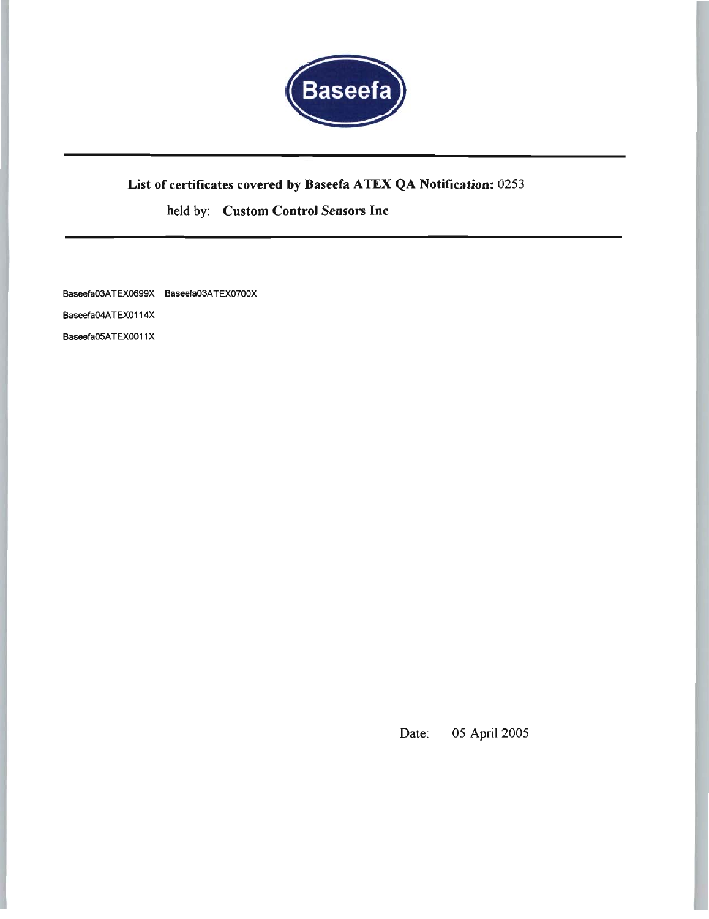Baseefa

**List of certificates covered by Baseefa ATEX QA Notification:** 0253

held by: **Custom Control Sensors Inc**

Baseefa03ATEX0699X Baseefa03ATEX0700X

Baseefa04ATEX0114X

Baseefa05ATEX0011X

Date: 05 April 2005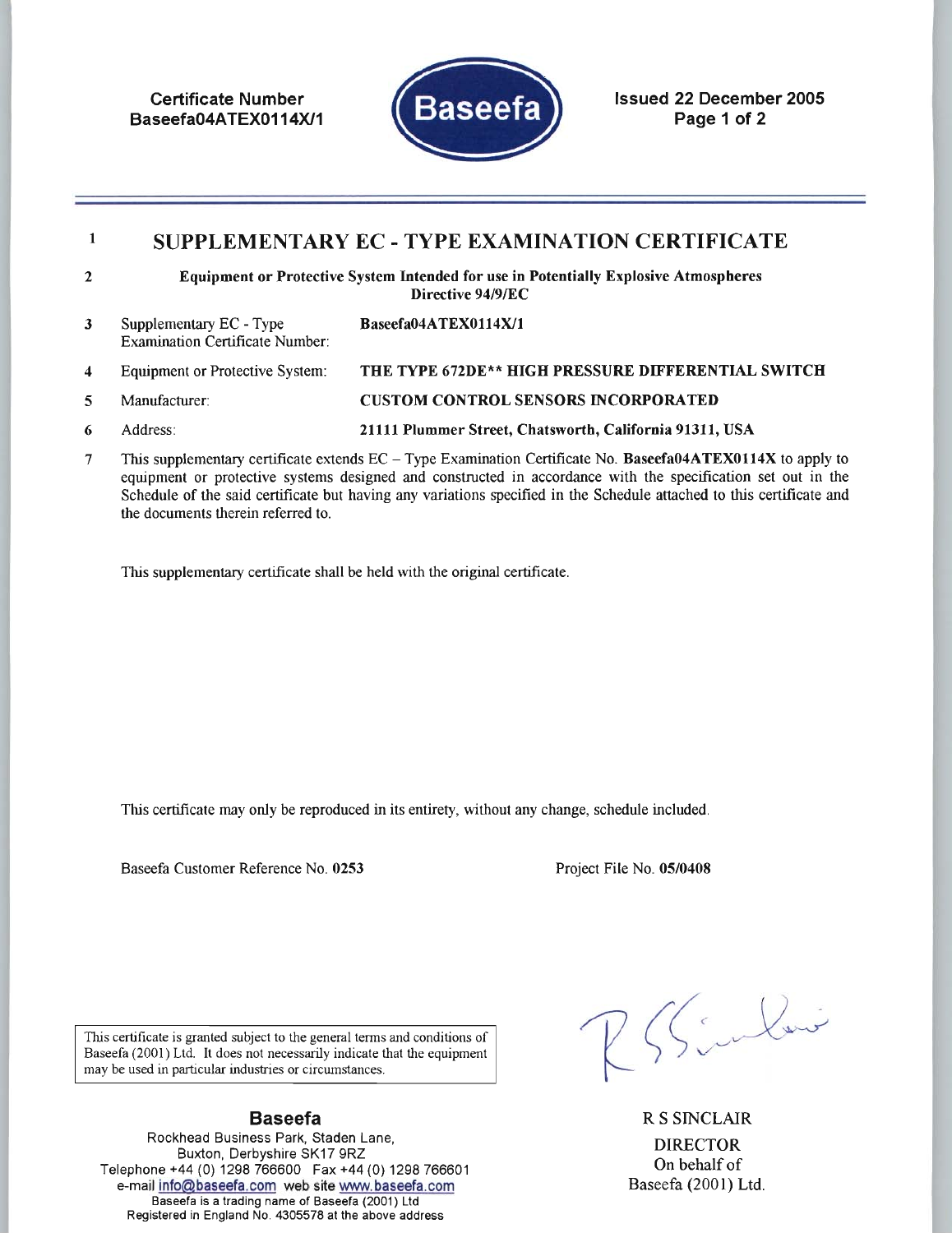Certificate Number
Baseefa04ATEX0114X/1

Baseefa

Issued 22 December 2005

1 **SUPPLEMENTARY EC - TYPE EXAMINATION CERTIFICATE**

2 **Equipment or Protective System Intended for use in Potentially Explosive Atmospheres Directive 94/9/EC**

| | | |
|---|---|---|
| 3 | Supplementary EC - Type Examination Certificate Number: | **Baseefa04ATEX0114X/1** |
| 4 | Equipment or Protective System: | **THE TYPE 672DE** HIGH PRESSURE DIFFERENTIAL SWITCH** |
| 5 | Manufacturer: | **CUSTOM CONTROL SENSORS INCORPORATED** |
| 6 | Address: | **21111 Plummer Street, Chatsworth, California 91311, USA** |

7 This supplementary certificate extends EC – Type Examination Certificate No. **Baseefa04ATEX0114X** to apply to equipment or protective systems designed and constructed in accordance with the specification set out in the Schedule of the said certificate but having any variations specified in the Schedule attached to this certificate and the documents therein referred to.

This supplementary certificate shall be held with the original certificate.

This certificate may only be reproduced in its entirety, without any change, schedule included.

Baseefa Customer Reference No. **0253** Project File No. **05/0408**

This certificate is granted subject to the general terms and conditions of Baseefa (2001) Ltd. It does not necessarily indicate that the equipment may be used in particular industries or circumstances.

R S SINCLAIR
DIRECTOR
On behalf of
Baseefa (2001) Ltd.

**Baseefa**
Rockhead Business Park, Staden Lane,
Buxton, Derbyshire SK17 9RZ
Telephone +44 (0) 1298 766600 Fax +44 (0) 1298 766601
e-mail info@baseefa.com web site www.baseefa.com
Baseefa is a trading name of Baseefa (2001) Ltd
Registered in England No. 4305578 at the above address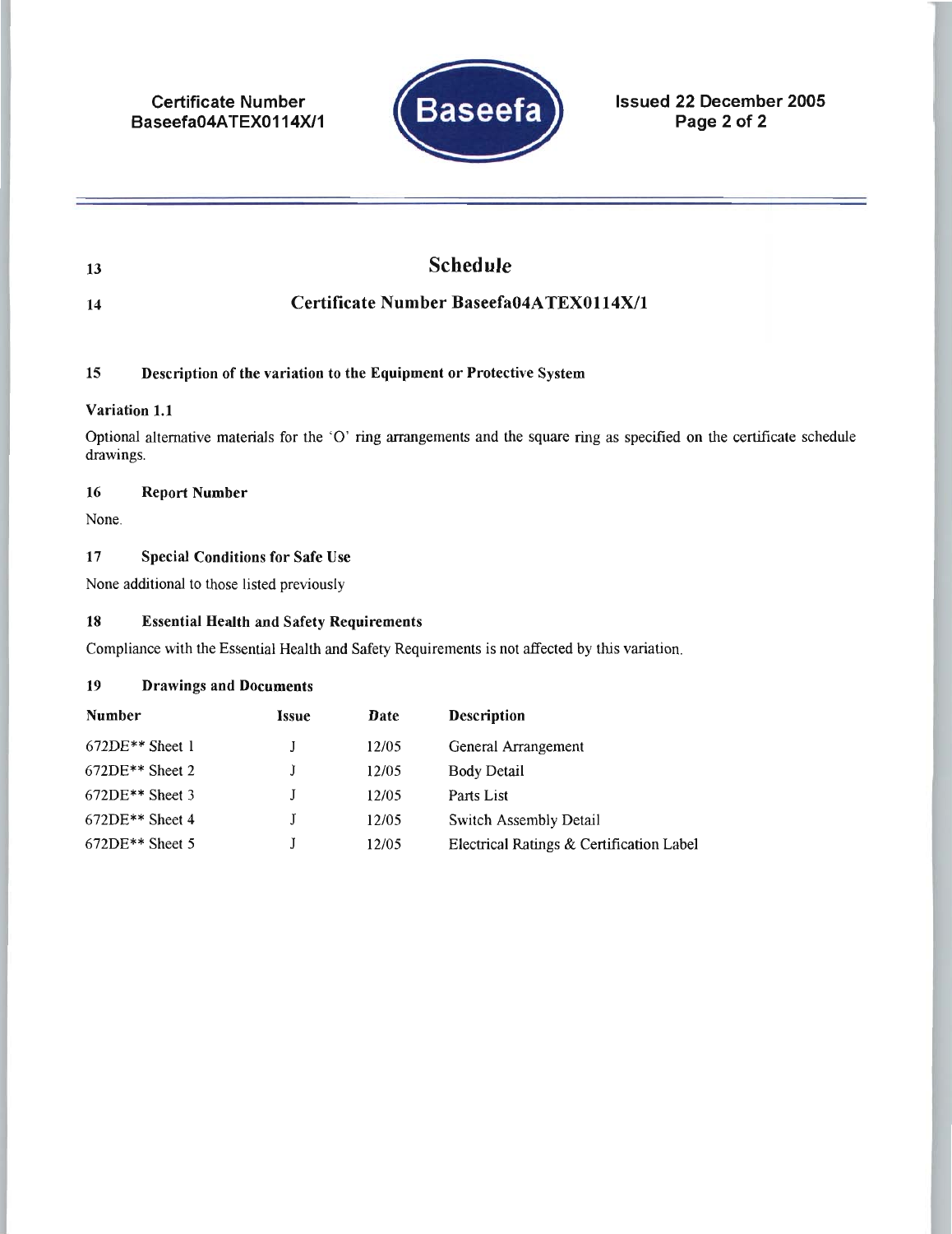13 **Schedule**

14 **Certificate Number Baseefa04ATEX0114X/1**

**15 Description of the variation to the Equipment or Protective System**

**Variation 1.1**

Optional alternative materials for the 'O' ring arrangements and the square ring as specified on the certificate schedule drawings.

**16 Report Number**

None.

**17 Special Conditions for Safe Use**

None additional to those listed previously

**18 Essential Health and Safety Requirements**

Compliance with the Essential Health and Safety Requirements is not affected by this variation.

**19 Drawings and Documents**

| Number | Issue | Date | Description |
|---|---|---|---|
| 672DE** Sheet 1 | J | 12/05 | General Arrangement |
| 672DE** Sheet 2 | J | 12/05 | Body Detail |
| 672DE** Sheet 3 | J | 12/05 | Parts List |
| 672DE** Sheet 4 | J | 12/05 | Switch Assembly Detail |
| 672DE** Sheet 5 | J | 12/05 | Electrical Ratings & Certification Label |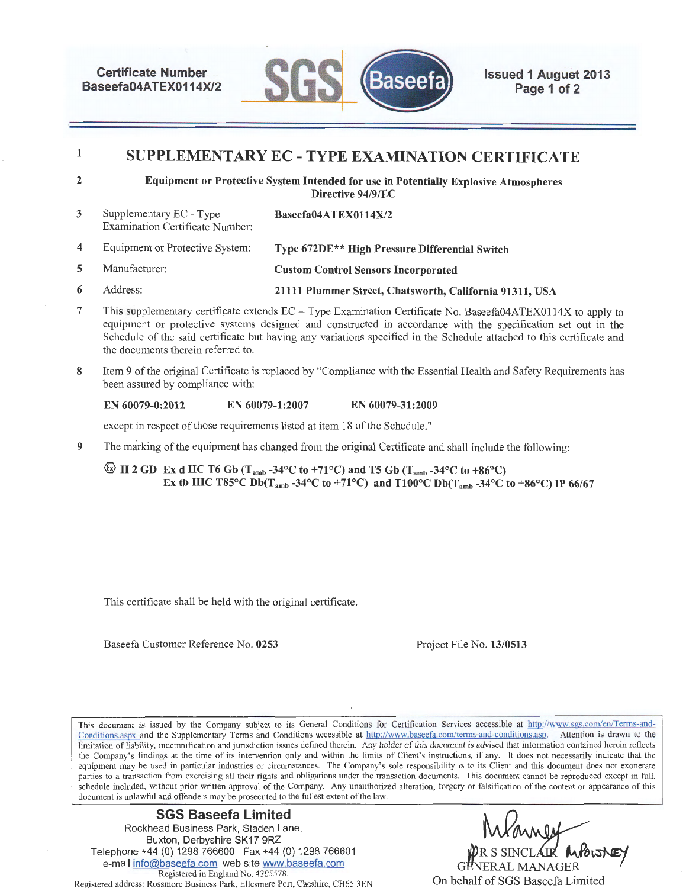Certificate Number Baseefa04ATEX0114X/2

Issued 1 August 2013

# SUPPLEMENTARY EC - TYPE EXAMINATION CERTIFICATE

1 **SUPPLEMENTARY EC - TYPE EXAMINATION CERTIFICATE**

2 **Equipment or Protective System Intended for use in Potentially Explosive Atmospheres Directive 94/9/EC**

3 Supplementary EC - Type Examination Certificate Number: **Baseefa04ATEX0114X/2**

4 Equipment or Protective System: **Type 672DE\*\* High Pressure Differential Switch**

5 Manufacturer: **Custom Control Sensors Incorporated**

6 Address: **21111 Plummer Street, Chatsworth, California 91311, USA**

7 This supplementary certificate extends EC – Type Examination Certificate No. Baseefa04ATEX0114X to apply to equipment or protective systems designed and constructed in accordance with the specification set out in the Schedule of the said certificate but having any variations specified in the Schedule attached to this certificate and the documents therein referred to.

8 Item 9 of the original Certificate is replaced by "Compliance with the Essential Health and Safety Requirements has been assured by compliance with:

**EN 60079-0:2012** **EN 60079-1:2007** **EN 60079-31:2009**

except in respect of those requirements listed at item 18 of the Schedule."

9 The marking of the equipment has changed from the original Certificate and shall include the following:

**Ⓔx II 2 GD Ex d IIC T6 Gb ($T_{amb}$ -34°C to +71°C) and T5 Gb ($T_{amb}$ -34°C to +86°C)**
**Ex tb IIIC T85°C Db($T_{amb}$ -34°C to +71°C) and T100°C Db($T_{amb}$ -34°C to +86°C) IP 66/67**

This certificate shall be held with the original certificate.

Baseefa Customer Reference No. **0253** Project File No. **13/0513**

This document is issued by the Company subject to its General Conditions for Certification Services accessible at http://www.sgs.com/en/Terms-and-Conditions.aspx and the Supplementary Terms and Conditions accessible at http://www.baseefa.com/terms-and-conditions.asp. Attention is drawn to the limitation of liability, indemnification and jurisdiction issues defined therein. Any holder of this document is advised that information contained herein reflects the Company's findings at the time of its intervention only and within the limits of Client's instructions, if any. It does not necessarily indicate that the equipment may be used in particular industries or circumstances. The Company's sole responsibility is to its Client and this document does not exonerate parties to a transaction from exercising all their rights and obligations under the transaction documents. This document cannot be reproduced except in full, schedule included, without prior written approval of the Company. Any unauthorized alteration, forgery or falsification of the content or appearance of this document is unlawful and offenders may be prosecuted to the fullest extent of the law.

**SGS Baseefa Limited**
Rockhead Business Park, Staden Lane,
Buxton, Derbyshire SK17 9RZ
Telephone +44 (0) 1298 766600 Fax +44 (0) 1298 766601
e-mail info@baseefa.com web site www.baseefa.com
Registered in England No. 4305578.
Registered address: Rossmore Business Park, Ellesmere Port, Cheshire, CH65 3EN

pp R S SINCLAIR M POWNEY
GENERAL MANAGER
On behalf of SGS Baseefa Limited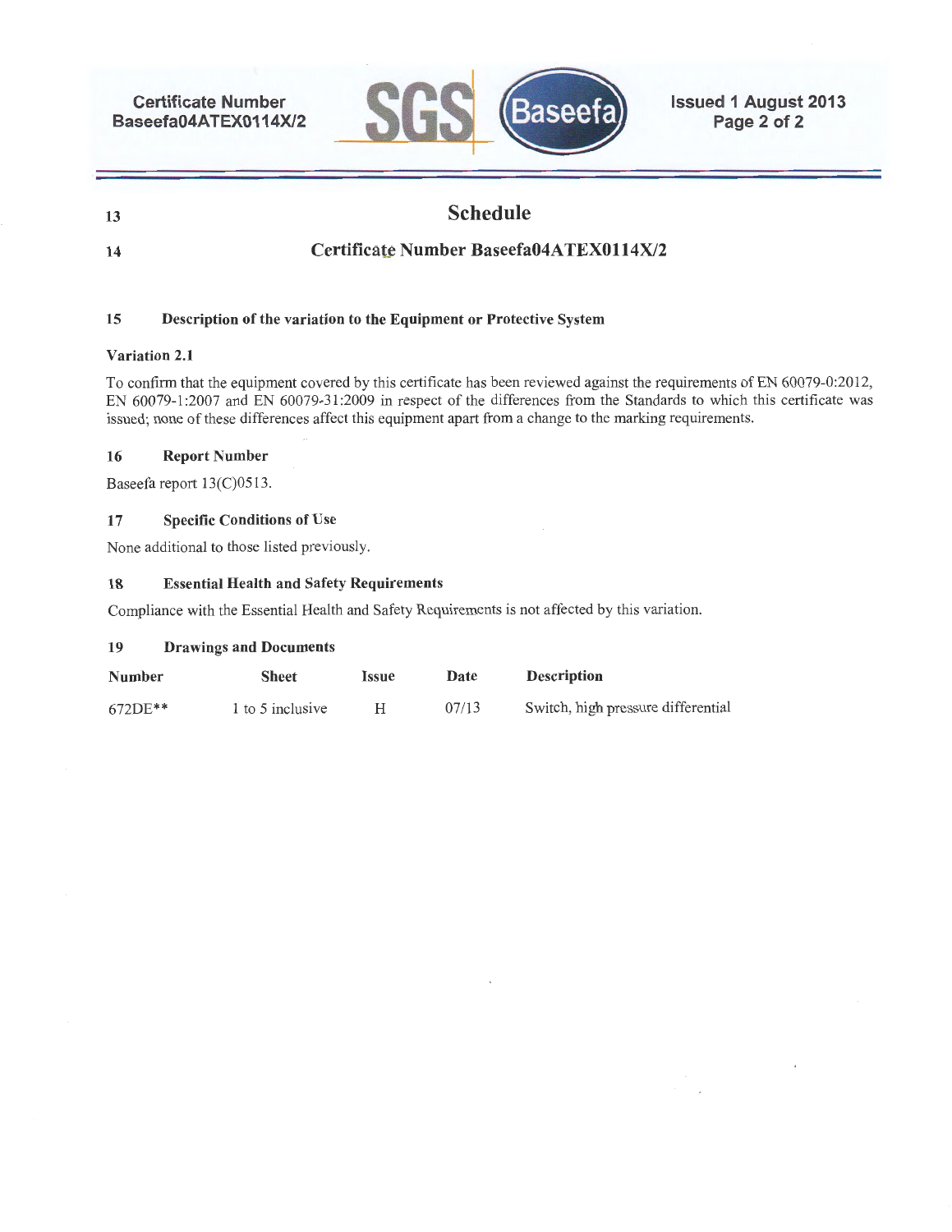13 **Schedule**

14 **Certificate Number Baseefa04ATEX0114X/2**

### 15 Description of the variation to the Equipment or Protective System

**Variation 2.1**

To confirm that the equipment covered by this certificate has been reviewed against the requirements of EN 60079-0:2012, EN 60079-1:2007 and EN 60079-31:2009 in respect of the differences from the Standards to which this certificate was issued; none of these differences affect this equipment apart from a change to the marking requirements.

### 16 Report Number

Baseefa report 13(C)0513.

### 17 Specific Conditions of Use

None additional to those listed previously.

### 18 Essential Health and Safety Requirements

Compliance with the Essential Health and Safety Requirements is not affected by this variation.

### 19 Drawings and Documents

| Number | Sheet | Issue | Date | Description |
|---|---|---|---|---|
| 672DE** | 1 to 5 inclusive | H | 07/13 | Switch, high pressure differential |